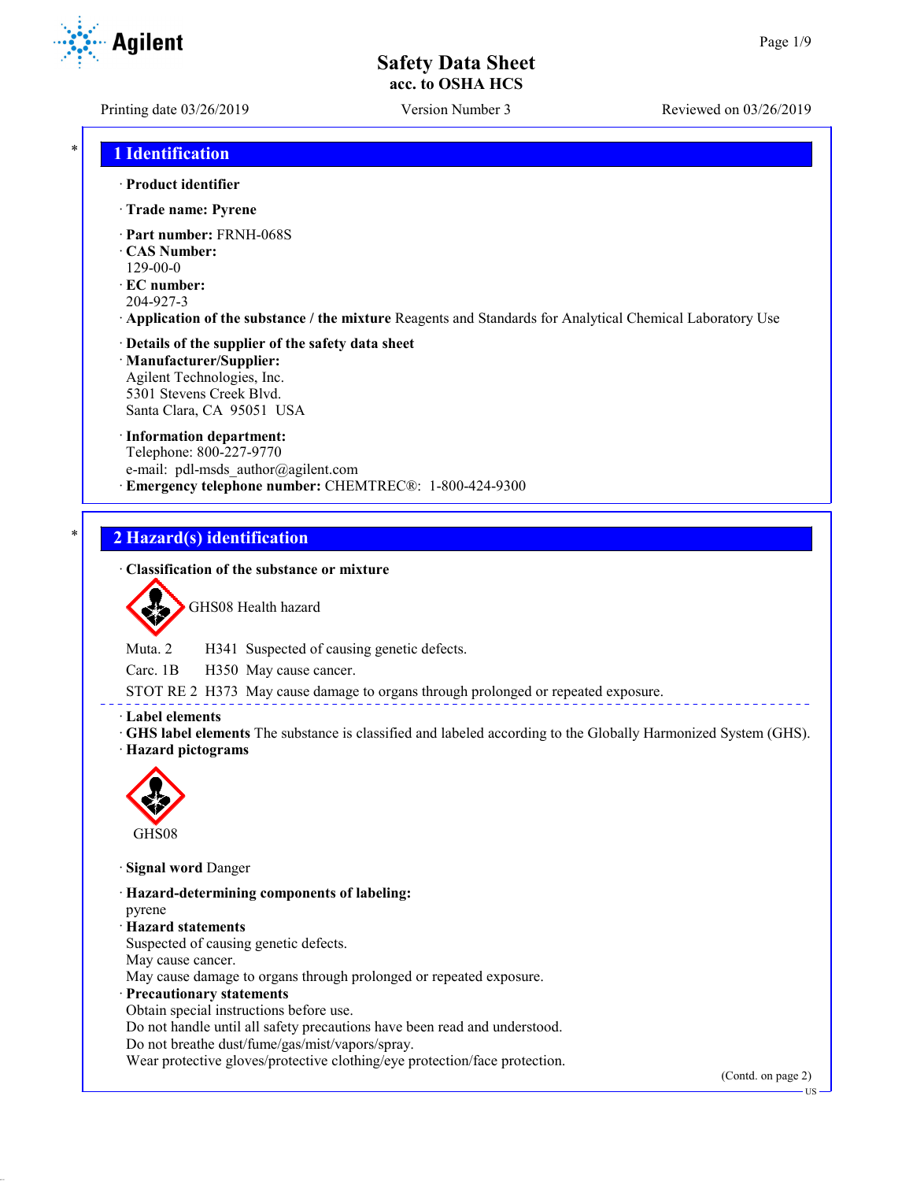# Safety Data Sheet
## acc. to OSHA HCS

Printing date 03/26/2019 | Version Number 3 | Reviewed on 03/26/2019

## 1 Identification

· **Product identifier**

· **Trade name: Pyrene**

· **Part number:** FRNH-068S
· **CAS Number:**
129-00-0
· **EC number:**
204-927-3
· **Application of the substance / the mixture** Reagents and Standards for Analytical Chemical Laboratory Use

· **Details of the supplier of the safety data sheet**
· **Manufacturer/Supplier:**
Agilent Technologies, Inc.
5301 Stevens Creek Blvd.
Santa Clara, CA 95051 USA

· **Information department:**
Telephone: 800-227-9770
e-mail: pdl-msds_author@agilent.com
· **Emergency telephone number:** CHEMTREC®: 1-800-424-9300

## 2 Hazard(s) identification

· **Classification of the substance or mixture**

GHS08 Health hazard

Muta. 2 H341 Suspected of causing genetic defects.

Carc. 1B H350 May cause cancer.

STOT RE 2 H373 May cause damage to organs through prolonged or repeated exposure.

· **Label elements**
· **GHS label elements** The substance is classified and labeled according to the Globally Harmonized System (GHS).
· **Hazard pictograms**

GHS08

· **Signal word** Danger

· **Hazard-determining components of labeling:**
pyrene
· **Hazard statements**
Suspected of causing genetic defects.
May cause cancer.
May cause damage to organs through prolonged or repeated exposure.
· **Precautionary statements**
Obtain special instructions before use.
Do not handle until all safety precautions have been read and understood.
Do not breathe dust/fume/gas/mist/vapors/spray.
Wear protective gloves/protective clothing/eye protection/face protection.

(Contd. on page 2)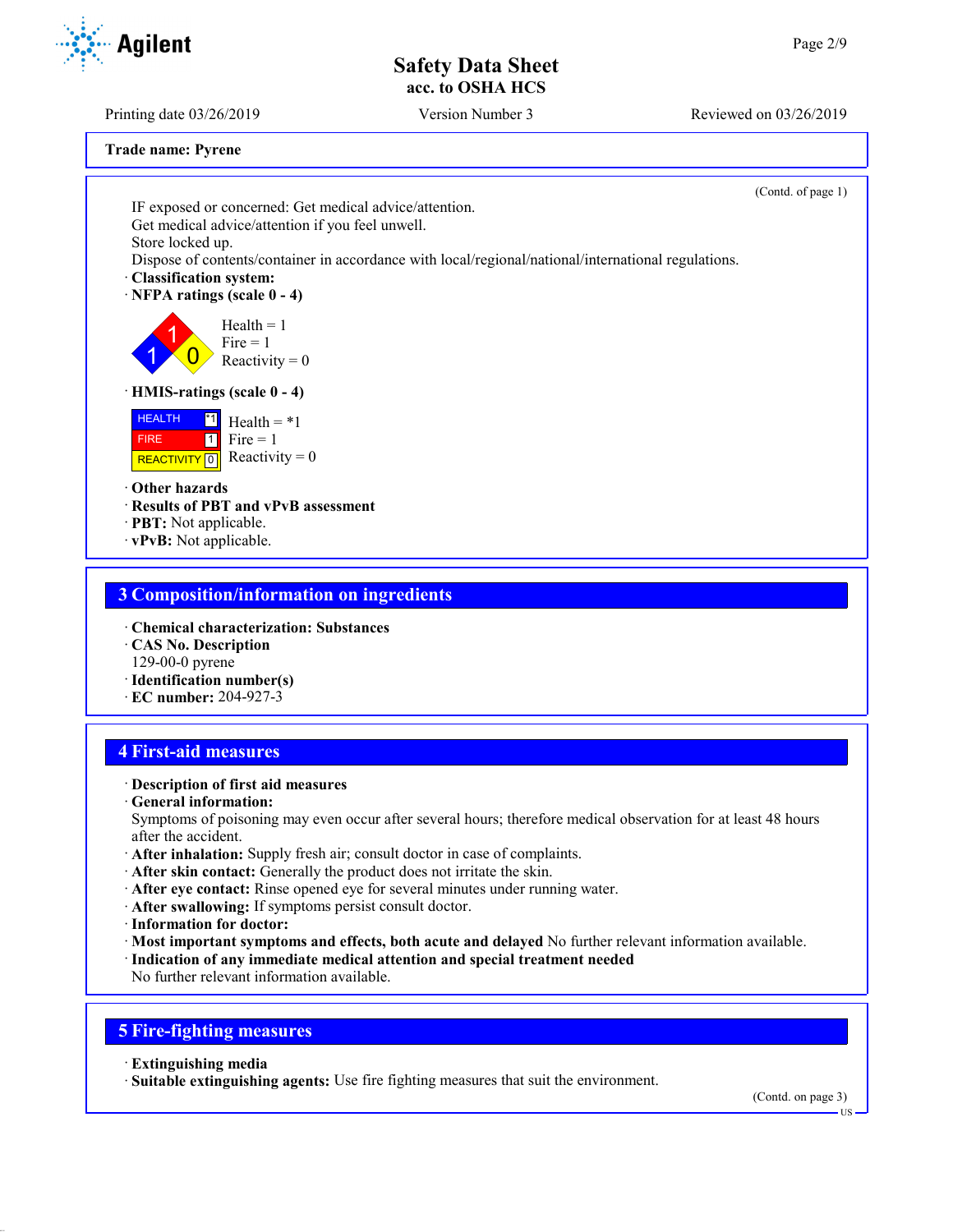**Trade name: Pyrene**

(Contd. of page 1)

IF exposed or concerned: Get medical advice/attention.
Get medical advice/attention if you feel unwell.
Store locked up.
Dispose of contents/container in accordance with local/regional/national/international regulations.

· **Classification system:**

· **NFPA ratings (scale 0 - 4)**

Health = 1
Fire = 1
Reactivity = 0

· **HMIS-ratings (scale 0 - 4)**

| | | |
|---|---|---|
| HEALTH | *1 | Health = *1 |
| FIRE | 1 | Fire = 1 |
| REACTIVITY | 0 | Reactivity = 0 |

· **Other hazards**
· **Results of PBT and vPvB assessment**
· **PBT:** Not applicable.
· **vPvB:** Not applicable.

## 3 Composition/information on ingredients

· **Chemical characterization: Substances**
· **CAS No. Description**
129-00-0 pyrene
· **Identification number(s)**
· **EC number:** 204-927-3

## 4 First-aid measures

· **Description of first aid measures**
· **General information:**
Symptoms of poisoning may even occur after several hours; therefore medical observation for at least 48 hours after the accident.
· **After inhalation:** Supply fresh air; consult doctor in case of complaints.
· **After skin contact:** Generally the product does not irritate the skin.
· **After eye contact:** Rinse opened eye for several minutes under running water.
· **After swallowing:** If symptoms persist consult doctor.
· **Information for doctor:**
· **Most important symptoms and effects, both acute and delayed** No further relevant information available.
· **Indication of any immediate medical attention and special treatment needed**
No further relevant information available.

## 5 Fire-fighting measures

· **Extinguishing media**
· **Suitable extinguishing agents:** Use fire fighting measures that suit the environment.

(Contd. on page 3)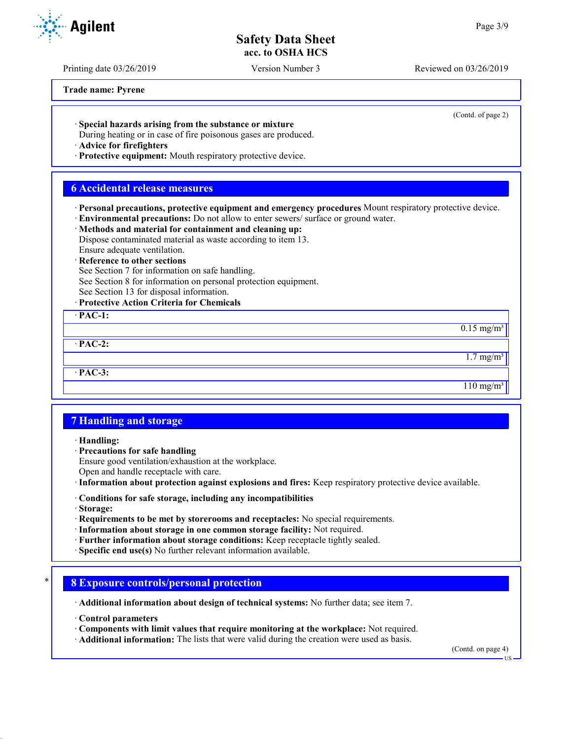Trade name: Pyrene

(Contd. of page 2)

· **Special hazards arising from the substance or mixture**
During heating or in case of fire poisonous gases are produced.
· **Advice for firefighters**
· **Protective equipment:** Mouth respiratory protective device.

## 6 Accidental release measures

· **Personal precautions, protective equipment and emergency procedures** Mount respiratory protective device.
· **Environmental precautions:** Do not allow to enter sewers/ surface or ground water.
· **Methods and material for containment and cleaning up:**
Dispose contaminated material as waste according to item 13.
Ensure adequate ventilation.
· **Reference to other sections**
See Section 7 for information on safe handling.
See Section 8 for information on personal protection equipment.
See Section 13 for disposal information.
· **Protective Action Criteria for Chemicals**

| · **PAC-1:** |
|---|
| 0.15 mg/m³ |

| · **PAC-2:** |
|---|
| 1.7 mg/m³ |

| · **PAC-3:** |
|---|
| 110 mg/m³ |

## 7 Handling and storage

· **Handling:**
· **Precautions for safe handling**
Ensure good ventilation/exhaustion at the workplace.
Open and handle receptacle with care.
· **Information about protection against explosions and fires:** Keep respiratory protective device available.

· **Conditions for safe storage, including any incompatibilities**
· **Storage:**
· **Requirements to be met by storerooms and receptacles:** No special requirements.
· **Information about storage in one common storage facility:** Not required.
· **Further information about storage conditions:** Keep receptacle tightly sealed.
· **Specific end use(s)** No further relevant information available.

## * 8 Exposure controls/personal protection

· **Additional information about design of technical systems:** No further data; see item 7.

· **Control parameters**
· **Components with limit values that require monitoring at the workplace:** Not required.
· **Additional information:** The lists that were valid during the creation were used as basis.

(Contd. on page 4)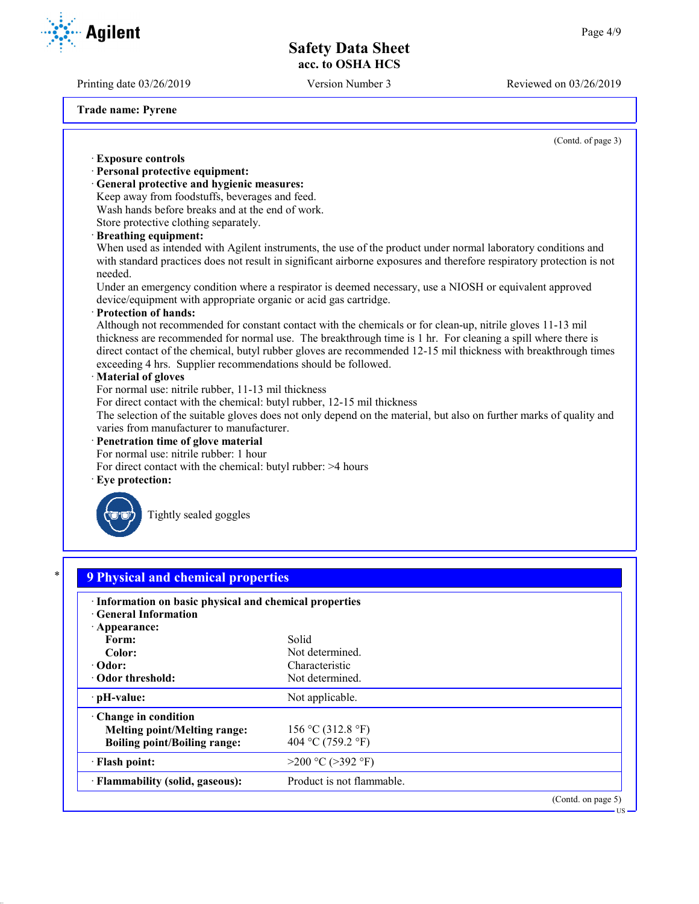**Trade name: Pyrene**

(Contd. of page 3)

· **Exposure controls**
· **Personal protective equipment:**
· **General protective and hygienic measures:**
Keep away from foodstuffs, beverages and feed.
Wash hands before breaks and at the end of work.
Store protective clothing separately.
· **Breathing equipment:**
When used as intended with Agilent instruments, the use of the product under normal laboratory conditions and with standard practices does not result in significant airborne exposures and therefore respiratory protection is not needed.
Under an emergency condition where a respirator is deemed necessary, use a NIOSH or equivalent approved device/equipment with appropriate organic or acid gas cartridge.
· **Protection of hands:**
Although not recommended for constant contact with the chemicals or for clean-up, nitrile gloves 11-13 mil thickness are recommended for normal use. The breakthrough time is 1 hr. For cleaning a spill where there is direct contact of the chemical, butyl rubber gloves are recommended 12-15 mil thickness with breakthrough times exceeding 4 hrs. Supplier recommendations should be followed.
· **Material of gloves**
For normal use: nitrile rubber, 11-13 mil thickness
For direct contact with the chemical: butyl rubber, 12-15 mil thickness
The selection of the suitable gloves does not only depend on the material, but also on further marks of quality and varies from manufacturer to manufacturer.
· **Penetration time of glove material**
For normal use: nitrile rubber: 1 hour
For direct contact with the chemical: butyl rubber: >4 hours
· **Eye protection:**

Tightly sealed goggles

## 9 Physical and chemical properties

| | |
|---|---|
| · **Information on basic physical and chemical properties** | |
| · **General Information** | |
| · **Appearance:** | |
| **Form:** | Solid |
| **Color:** | Not determined. |
| · **Odor:** | Characteristic |
| · **Odor threshold:** | Not determined. |
| · **pH-value:** | Not applicable. |
| · **Change in condition** | |
| **Melting point/Melting range:** | 156 °C (312.8 °F) |
| **Boiling point/Boiling range:** | 404 °C (759.2 °F) |
| · **Flash point:** | >200 °C (>392 °F) |
| · **Flammability (solid, gaseous):** | Product is not flammable. |

(Contd. on page 5)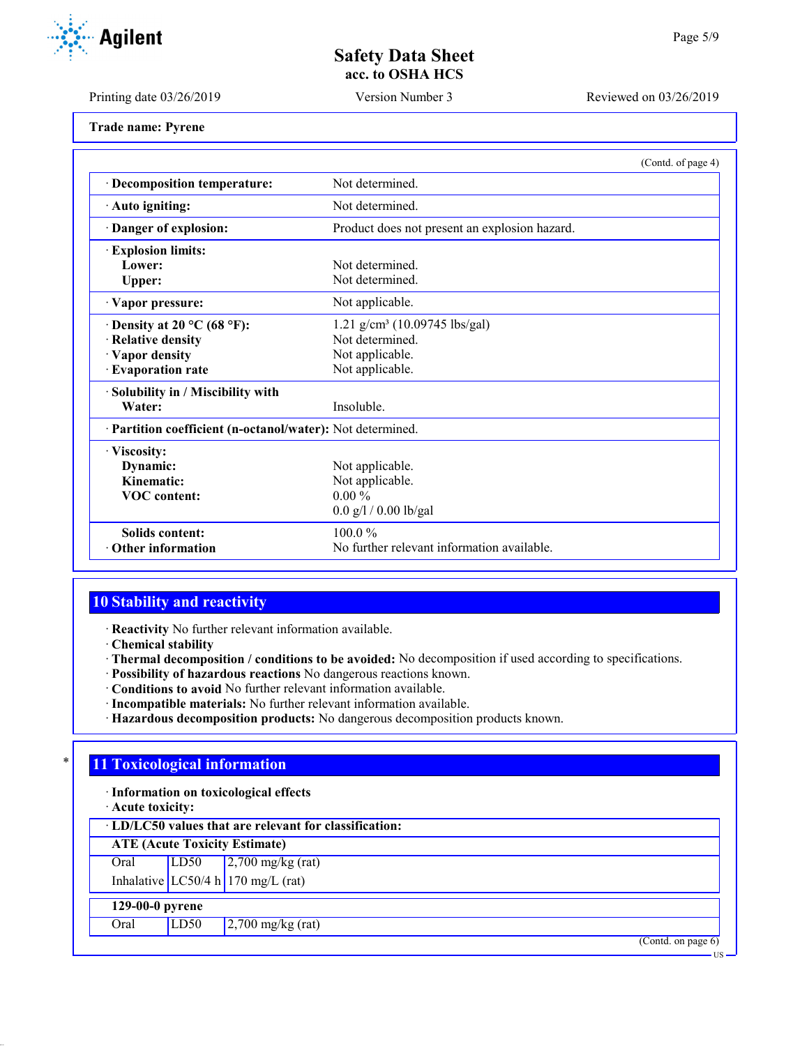Trade name: Pyrene

(Contd. of page 4)

| | |
|---|---|
| · **Decomposition temperature:** | Not determined. |
| · **Auto igniting:** | Not determined. |
| · **Danger of explosion:** | Product does not present an explosion hazard. |
| · **Explosion limits:** | |
| **Lower:** | Not determined. |
| **Upper:** | Not determined. |
| · **Vapor pressure:** | Not applicable. |
| · **Density at 20 °C (68 °F):** | 1.21 g/cm³ (10.09745 lbs/gal) |
| · **Relative density** | Not determined. |
| · **Vapor density** | Not applicable. |
| · **Evaporation rate** | Not applicable. |
| · **Solubility in / Miscibility with** | |
| **Water:** | Insoluble. |
| · **Partition coefficient (n-octanol/water):** | Not determined. |
| · **Viscosity:** | |
| **Dynamic:** | Not applicable. |
| **Kinematic:** | Not applicable. |
| **VOC content:** | 0.00 % |
| | 0.0 g/l / 0.00 lb/gal |
| **Solids content:** | 100.0 % |
| · **Other information** | No further relevant information available. |

## 10 Stability and reactivity

· **Reactivity** No further relevant information available.
· **Chemical stability**
· **Thermal decomposition / conditions to be avoided:** No decomposition if used according to specifications.
· **Possibility of hazardous reactions** No dangerous reactions known.
· **Conditions to avoid** No further relevant information available.
· **Incompatible materials:** No further relevant information available.
· **Hazardous decomposition products:** No dangerous decomposition products known.

## 11 Toxicological information

· **Information on toxicological effects**
· **Acute toxicity:**

| · **LD/LC50 values that are relevant for classification:** | | |
|---|---|---|
| **ATE (Acute Toxicity Estimate)** | | |
| Oral | LD50 | 2,700 mg/kg (rat) |
| Inhalative | LC50/4 h | 170 mg/L (rat) |

| **129-00-0 pyrene** | | |
|---|---|---|
| Oral | LD50 | 2,700 mg/kg (rat) |

(Contd. on page 6)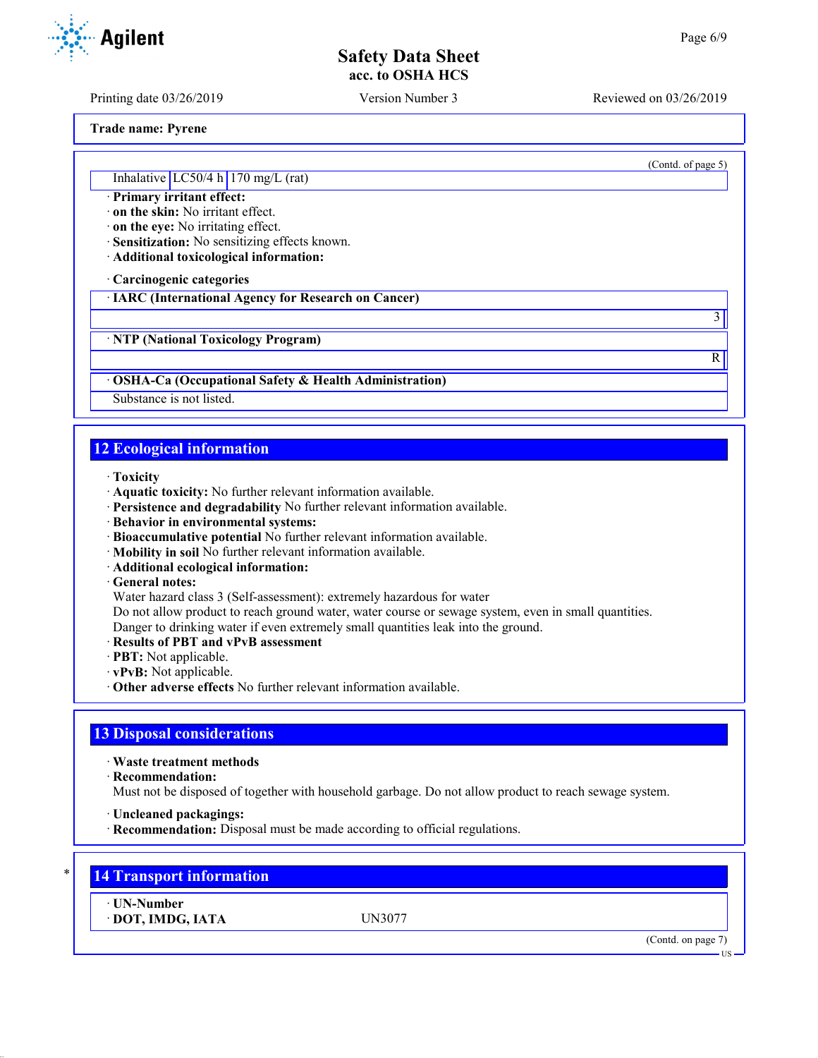Trade name: Pyrene

(Contd. of page 5)

| Inhalative | LC50/4 h | 170 mg/L (rat) |
|---|---|---|

· **Primary irritant effect:**
· **on the skin:** No irritant effect.
· **on the eye:** No irritating effect.
· **Sensitization:** No sensitizing effects known.
· **Additional toxicological information:**

· **Carcinogenic categories**

| · IARC (International Agency for Research on Cancer) |
|---|
| 3 |

| · NTP (National Toxicology Program) |
|---|
| R |

| · OSHA-Ca (Occupational Safety & Health Administration) |
|---|
| Substance is not listed. |

## 12 Ecological information

· **Toxicity**
· **Aquatic toxicity:** No further relevant information available.
· **Persistence and degradability** No further relevant information available.
· **Behavior in environmental systems:**
· **Bioaccumulative potential** No further relevant information available.
· **Mobility in soil** No further relevant information available.
· **Additional ecological information:**
· **General notes:**
Water hazard class 3 (Self-assessment): extremely hazardous for water
Do not allow product to reach ground water, water course or sewage system, even in small quantities.
Danger to drinking water if even extremely small quantities leak into the ground.
· **Results of PBT and vPvB assessment**
· **PBT:** Not applicable.
· **vPvB:** Not applicable.
· **Other adverse effects** No further relevant information available.

## 13 Disposal considerations

· **Waste treatment methods**
· **Recommendation:**
Must not be disposed of together with household garbage. Do not allow product to reach sewage system.

· **Uncleaned packagings:**
· **Recommendation:** Disposal must be made according to official regulations.

## * 14 Transport information

| · UN-Number | |
|---|---|
| · DOT, IMDG, IATA | UN3077 |

(Contd. on page 7)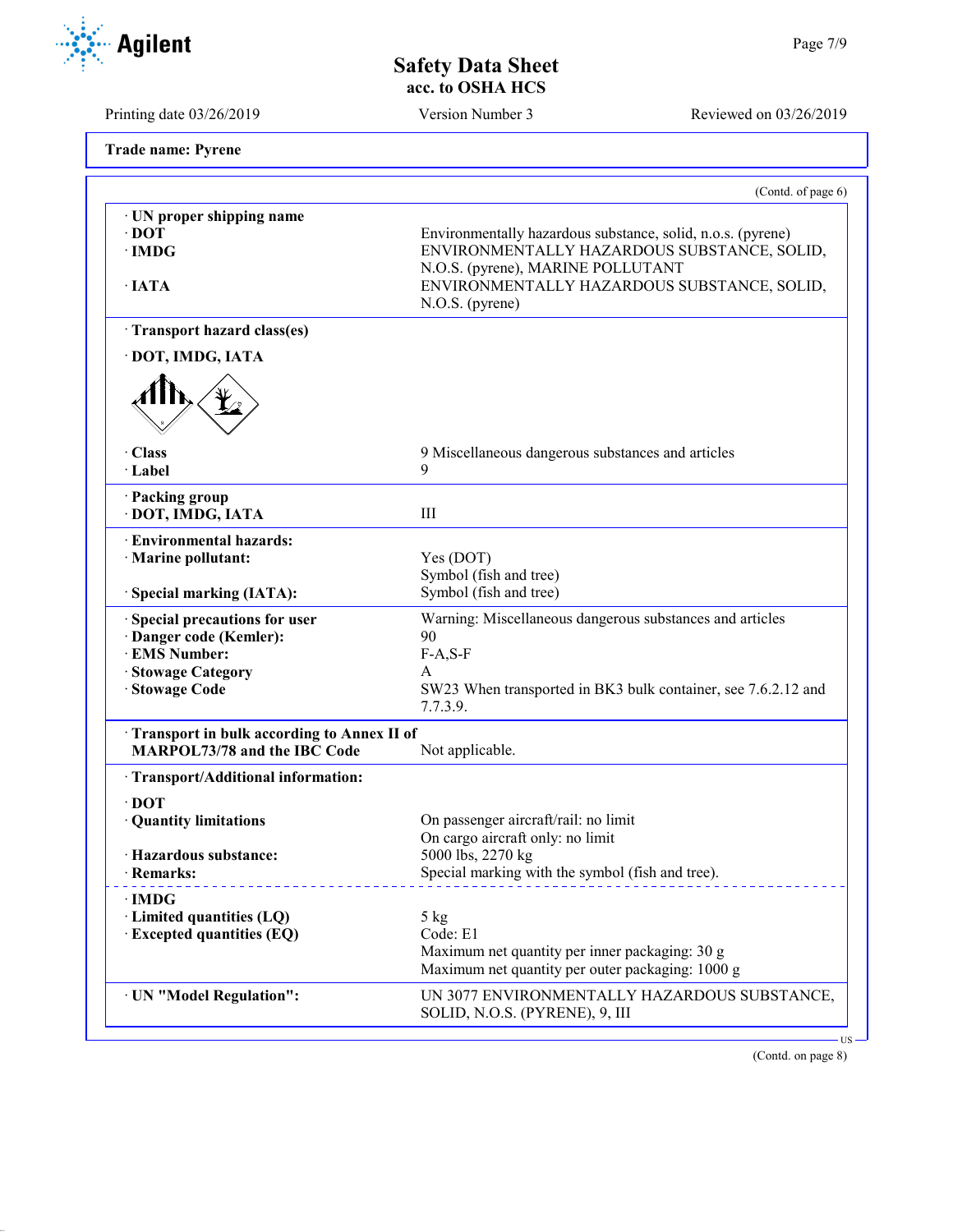**Trade name: Pyrene**

(Contd. of page 6)

| | |
|---|---|
| · **UN proper shipping name** | |
| · **DOT** | Environmentally hazardous substance, solid, n.o.s. (pyrene) |
| · **IMDG** | ENVIRONMENTALLY HAZARDOUS SUBSTANCE, SOLID, N.O.S. (pyrene), MARINE POLLUTANT |
| · **IATA** | ENVIRONMENTALLY HAZARDOUS SUBSTANCE, SOLID, N.O.S. (pyrene) |
| · **Transport hazard class(es)** | |
| · **DOT, IMDG, IATA** | |
| · **Class** | 9 Miscellaneous dangerous substances and articles |
| · **Label** | 9 |
| · **Packing group** | |
| · **DOT, IMDG, IATA** | III |
| · **Environmental hazards:** | |
| · **Marine pollutant:** | Yes (DOT) Symbol (fish and tree) |
| · **Special marking (IATA):** | Symbol (fish and tree) |
| · **Special precautions for user** | Warning: Miscellaneous dangerous substances and articles |
| · **Danger code (Kemler):** | 90 |
| · **EMS Number:** | F-A,S-F |
| · **Stowage Category** | A |
| · **Stowage Code** | SW23 When transported in BK3 bulk container, see 7.6.2.12 and 7.7.3.9. |
| · **Transport in bulk according to Annex II of MARPOL73/78 and the IBC Code** | Not applicable. |
| · **Transport/Additional information:** | |
| · **DOT** | |
| · **Quantity limitations** | On passenger aircraft/rail: no limit On cargo aircraft only: no limit |
| · **Hazardous substance:** | 5000 lbs, 2270 kg |
| · **Remarks:** | Special marking with the symbol (fish and tree). |
| · **IMDG** | |
| · **Limited quantities (LQ)** | 5 kg |
| · **Excepted quantities (EQ)** | Code: E1 Maximum net quantity per inner packaging: 30 g Maximum net quantity per outer packaging: 1000 g |
| · **UN "Model Regulation":** | UN 3077 ENVIRONMENTALLY HAZARDOUS SUBSTANCE, SOLID, N.O.S. (PYRENE), 9, III |

(Contd. on page 8)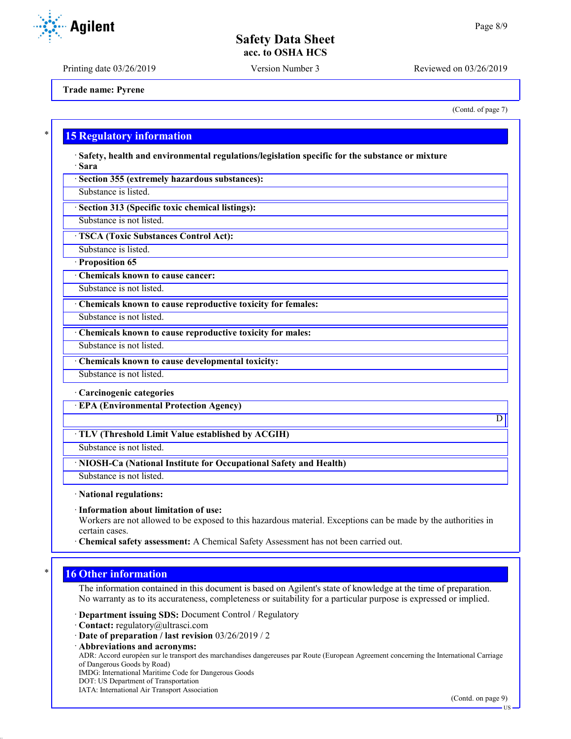Trade name: Pyrene

(Contd. of page 7)

## 15 Regulatory information

· **Safety, health and environmental regulations/legislation specific for the substance or mixture**
· **Sara**

· **Section 355 (extremely hazardous substances):**
Substance is listed.

· **Section 313 (Specific toxic chemical listings):**
Substance is not listed.

· **TSCA (Toxic Substances Control Act):**
Substance is listed.

· **Proposition 65**

· **Chemicals known to cause cancer:**
Substance is not listed.

· **Chemicals known to cause reproductive toxicity for females:**
Substance is not listed.

· **Chemicals known to cause reproductive toxicity for males:**
Substance is not listed.

· **Chemicals known to cause developmental toxicity:**
Substance is not listed.

· **Carcinogenic categories**

· **EPA (Environmental Protection Agency)**
D

· **TLV (Threshold Limit Value established by ACGIH)**
Substance is not listed.

· **NIOSH-Ca (National Institute for Occupational Safety and Health)**
Substance is not listed.

· **National regulations:**

· **Information about limitation of use:**
Workers are not allowed to be exposed to this hazardous material. Exceptions can be made by the authorities in certain cases.

· **Chemical safety assessment:** A Chemical Safety Assessment has not been carried out.

## 16 Other information

The information contained in this document is based on Agilent's state of knowledge at the time of preparation. No warranty as to its accurateness, completeness or suitability for a particular purpose is expressed or implied.

· **Department issuing SDS:** Document Control / Regulatory
· **Contact:** regulatory@ultrasci.com
· **Date of preparation / last revision** 03/26/2019 / 2
· **Abbreviations and acronyms:**
ADR: Accord européen sur le transport des marchandises dangereuses par Route (European Agreement concerning the International Carriage of Dangerous Goods by Road)
IMDG: International Maritime Code for Dangerous Goods
DOT: US Department of Transportation
IATA: International Air Transport Association

(Contd. on page 9)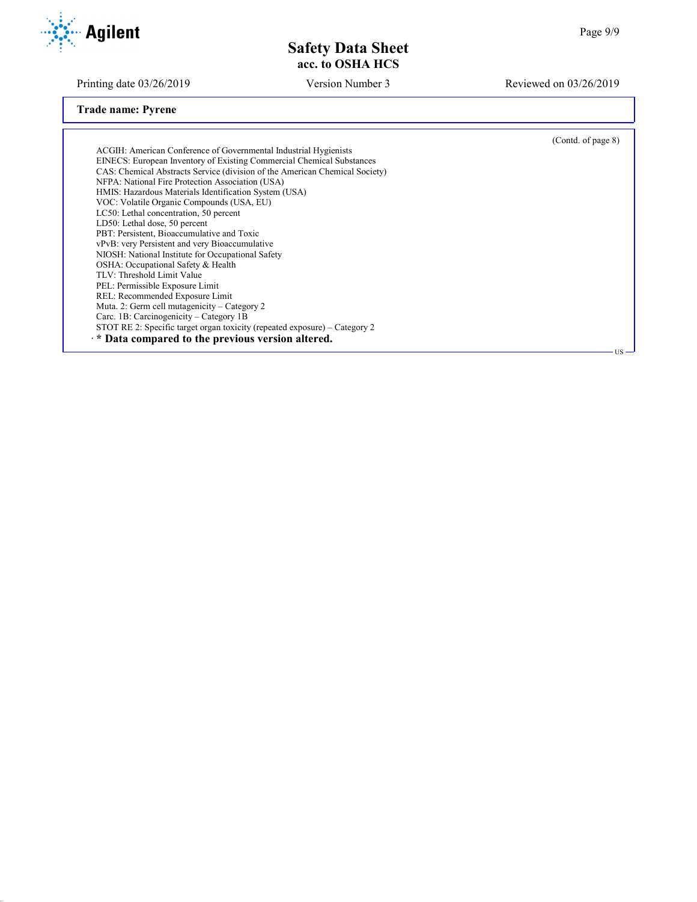(Contd. of page 8)

ACGIH: American Conference of Governmental Industrial Hygienists
EINECS: European Inventory of Existing Commercial Chemical Substances
CAS: Chemical Abstracts Service (division of the American Chemical Society)
NFPA: National Fire Protection Association (USA)
HMIS: Hazardous Materials Identification System (USA)
VOC: Volatile Organic Compounds (USA, EU)
LC50: Lethal concentration, 50 percent
LD50: Lethal dose, 50 percent
PBT: Persistent, Bioaccumulative and Toxic
vPvB: very Persistent and very Bioaccumulative
NIOSH: National Institute for Occupational Safety
OSHA: Occupational Safety & Health
TLV: Threshold Limit Value
PEL: Permissible Exposure Limit
REL: Recommended Exposure Limit
Muta. 2: Germ cell mutagenicity – Category 2
Carc. 1B: Carcinogenicity – Category 1B
STOT RE 2: Specific target organ toxicity (repeated exposure) – Category 2

· **\* Data compared to the previous version altered.**

US